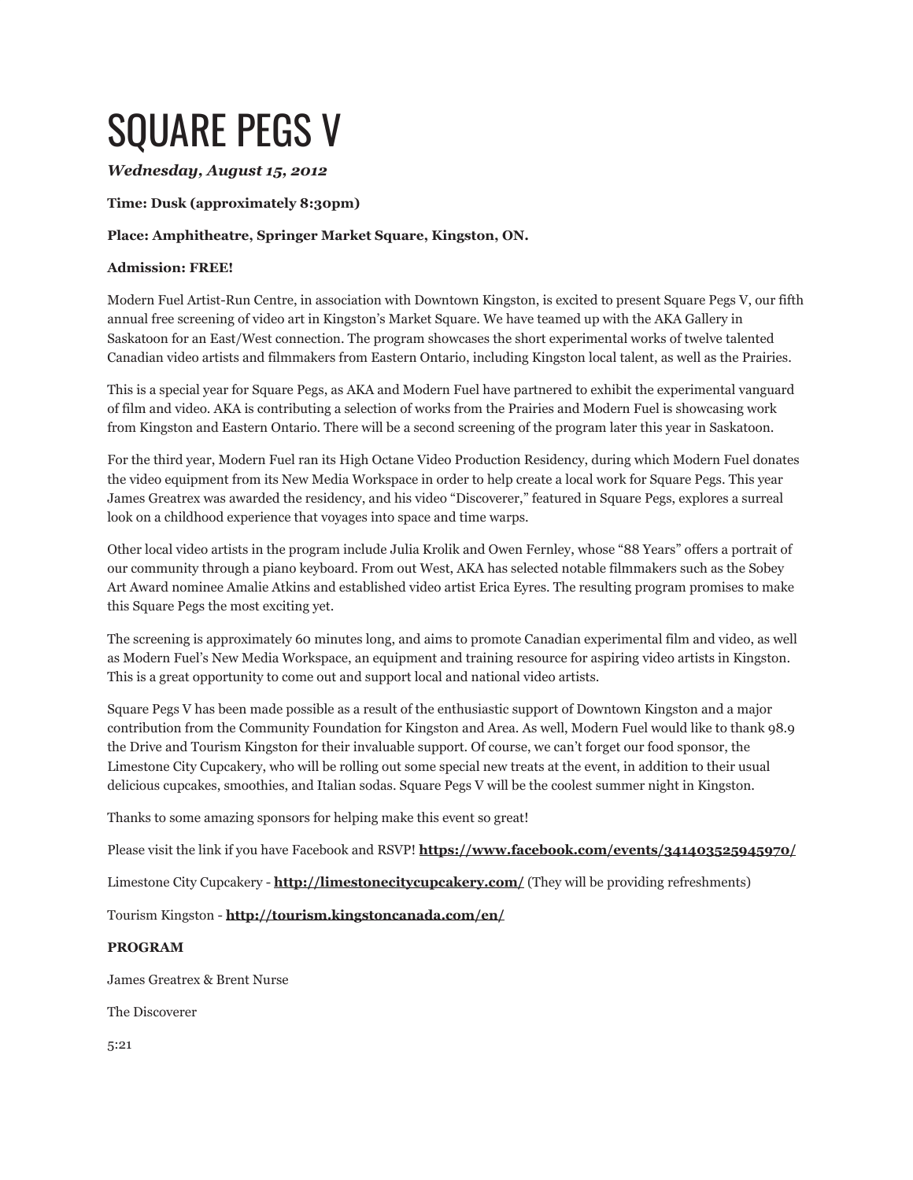# SQUARE PEGS V

***Wednesday, August 15, 2012***

**Time: Dusk (approximately 8:30pm)**

**Place: Amphitheatre, Springer Market Square, Kingston, ON.**

**Admission: FREE!**

Modern Fuel Artist-Run Centre, in association with Downtown Kingston, is excited to present Square Pegs V, our fifth annual free screening of video art in Kingston's Market Square. We have teamed up with the AKA Gallery in Saskatoon for an East/West connection. The program showcases the short experimental works of twelve talented Canadian video artists and filmmakers from Eastern Ontario, including Kingston local talent, as well as the Prairies.

This is a special year for Square Pegs, as AKA and Modern Fuel have partnered to exhibit the experimental vanguard of film and video. AKA is contributing a selection of works from the Prairies and Modern Fuel is showcasing work from Kingston and Eastern Ontario. There will be a second screening of the program later this year in Saskatoon.

For the third year, Modern Fuel ran its High Octane Video Production Residency, during which Modern Fuel donates the video equipment from its New Media Workspace in order to help create a local work for Square Pegs. This year James Greatrex was awarded the residency, and his video "Discoverer," featured in Square Pegs, explores a surreal look on a childhood experience that voyages into space and time warps.

Other local video artists in the program include Julia Krolik and Owen Fernley, whose "88 Years" offers a portrait of our community through a piano keyboard. From out West, AKA has selected notable filmmakers such as the Sobey Art Award nominee Amalie Atkins and established video artist Erica Eyres. The resulting program promises to make this Square Pegs the most exciting yet.

The screening is approximately 60 minutes long, and aims to promote Canadian experimental film and video, as well as Modern Fuel's New Media Workspace, an equipment and training resource for aspiring video artists in Kingston. This is a great opportunity to come out and support local and national video artists.

Square Pegs V has been made possible as a result of the enthusiastic support of Downtown Kingston and a major contribution from the Community Foundation for Kingston and Area. As well, Modern Fuel would like to thank 98.9 the Drive and Tourism Kingston for their invaluable support. Of course, we can't forget our food sponsor, the Limestone City Cupcakery, who will be rolling out some special new treats at the event, in addition to their usual delicious cupcakes, smoothies, and Italian sodas. Square Pegs V will be the coolest summer night in Kingston.

Thanks to some amazing sponsors for helping make this event so great!

Please visit the link if you have Facebook and RSVP! **https://www.facebook.com/events/341403525945970/**

Limestone City Cupcakery - **http://limestonecitycupcakery.com/** (They will be providing refreshments)

Tourism Kingston - **http://tourism.kingstoncanada.com/en/**

**PROGRAM**

James Greatrex & Brent Nurse

The Discoverer

5:21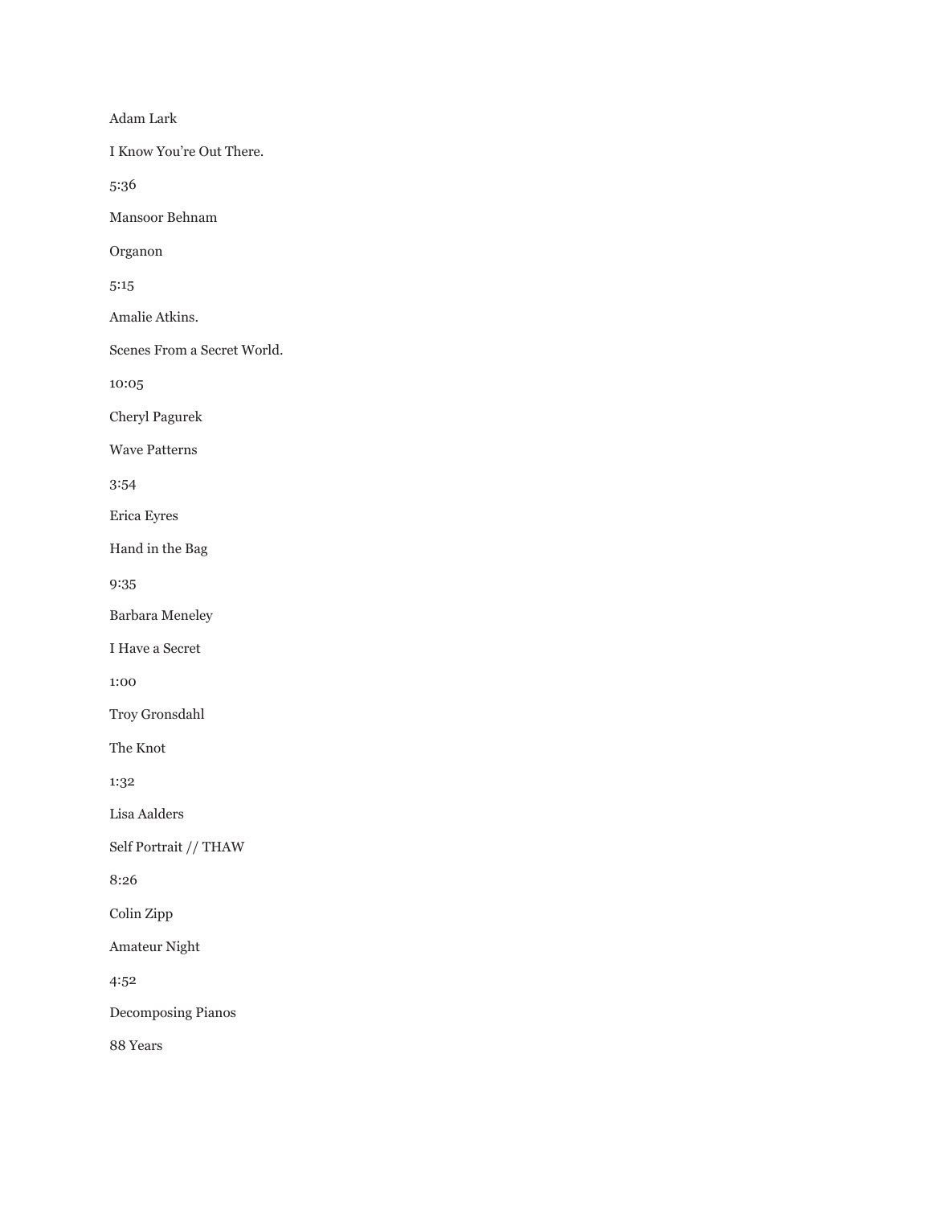Adam Lark

I Know You're Out There.

5:36

Mansoor Behnam

Organon

5:15

Amalie Atkins.

Scenes From a Secret World.

10:05

Cheryl Pagurek

Wave Patterns

3:54

Erica Eyres

Hand in the Bag

9:35

Barbara Meneley

I Have a Secret

1:00

Troy Gronsdahl

The Knot

1:32

Lisa Aalders

Self Portrait // THAW

8:26

Colin Zipp

Amateur Night

4:52

Decomposing Pianos

88 Years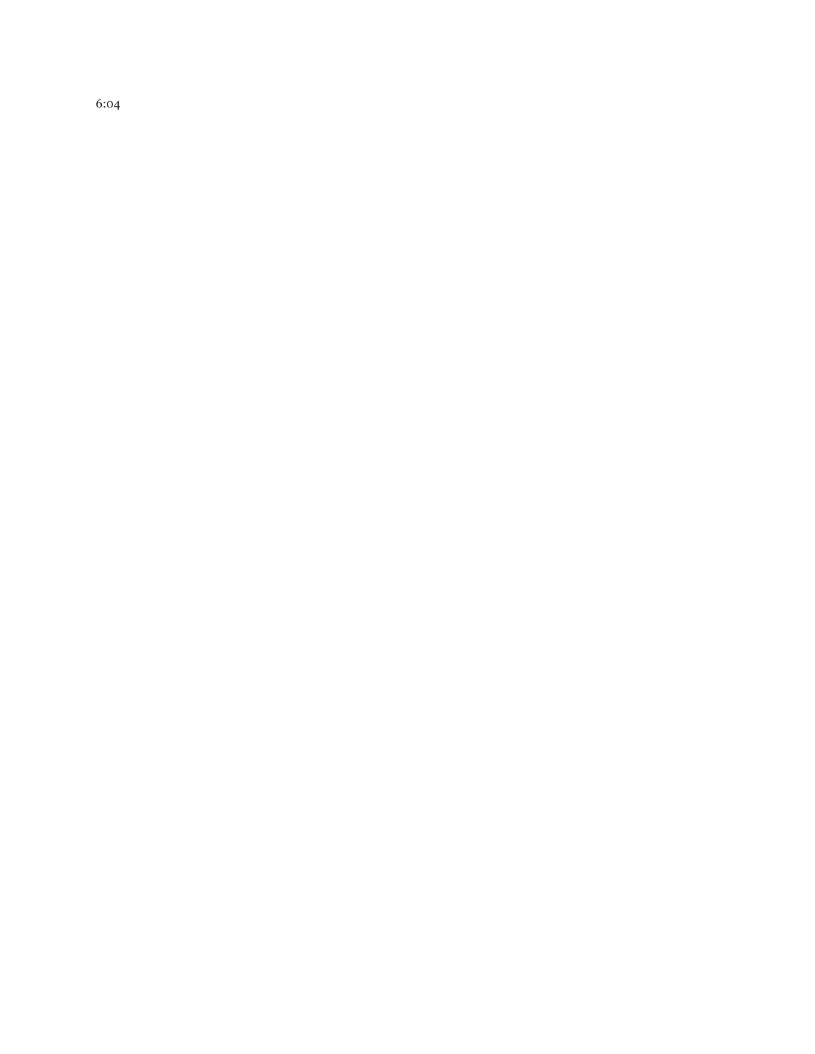6:04